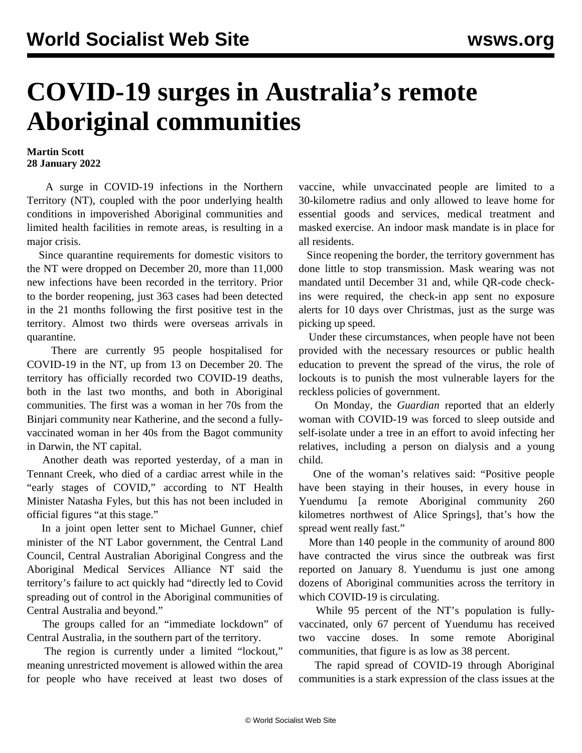# COVID-19 surges in Australia's remote Aboriginal communities

**Martin Scott**
**28 January 2022**

A surge in COVID-19 infections in the Northern Territory (NT), coupled with the poor underlying health conditions in impoverished Aboriginal communities and limited health facilities in remote areas, is resulting in a major crisis.

Since quarantine requirements for domestic visitors to the NT were dropped on December 20, more than 11,000 new infections have been recorded in the territory. Prior to the border reopening, just 363 cases had been detected in the 21 months following the first positive test in the territory. Almost two thirds were overseas arrivals in quarantine.

There are currently 95 people hospitalised for COVID-19 in the NT, up from 13 on December 20. The territory has officially recorded two COVID-19 deaths, both in the last two months, and both in Aboriginal communities. The first was a woman in her 70s from the Binjari community near Katherine, and the second a fully-vaccinated woman in her 40s from the Bagot community in Darwin, the NT capital.

Another death was reported yesterday, of a man in Tennant Creek, who died of a cardiac arrest while in the "early stages of COVID," according to NT Health Minister Natasha Fyles, but this has not been included in official figures "at this stage."

In a joint open letter sent to Michael Gunner, chief minister of the NT Labor government, the Central Land Council, Central Australian Aboriginal Congress and the Aboriginal Medical Services Alliance NT said the territory's failure to act quickly had "directly led to Covid spreading out of control in the Aboriginal communities of Central Australia and beyond."

The groups called for an "immediate lockdown" of Central Australia, in the southern part of the territory.

The region is currently under a limited "lockout," meaning unrestricted movement is allowed within the area for people who have received at least two doses of vaccine, while unvaccinated people are limited to a 30-kilometre radius and only allowed to leave home for essential goods and services, medical treatment and masked exercise. An indoor mask mandate is in place for all residents.

Since reopening the border, the territory government has done little to stop transmission. Mask wearing was not mandated until December 31 and, while QR-code check-ins were required, the check-in app sent no exposure alerts for 10 days over Christmas, just as the surge was picking up speed.

Under these circumstances, when people have not been provided with the necessary resources or public health education to prevent the spread of the virus, the role of lockouts is to punish the most vulnerable layers for the reckless policies of government.

On Monday, the *Guardian* reported that an elderly woman with COVID-19 was forced to sleep outside and self-isolate under a tree in an effort to avoid infecting her relatives, including a person on dialysis and a young child.

One of the woman's relatives said: "Positive people have been staying in their houses, in every house in Yuendumu [a remote Aboriginal community 260 kilometres northwest of Alice Springs], that's how the spread went really fast."

More than 140 people in the community of around 800 have contracted the virus since the outbreak was first reported on January 8. Yuendumu is just one among dozens of Aboriginal communities across the territory in which COVID-19 is circulating.

While 95 percent of the NT's population is fully-vaccinated, only 67 percent of Yuendumu has received two vaccine doses. In some remote Aboriginal communities, that figure is as low as 38 percent.

The rapid spread of COVID-19 through Aboriginal communities is a stark expression of the class issues at the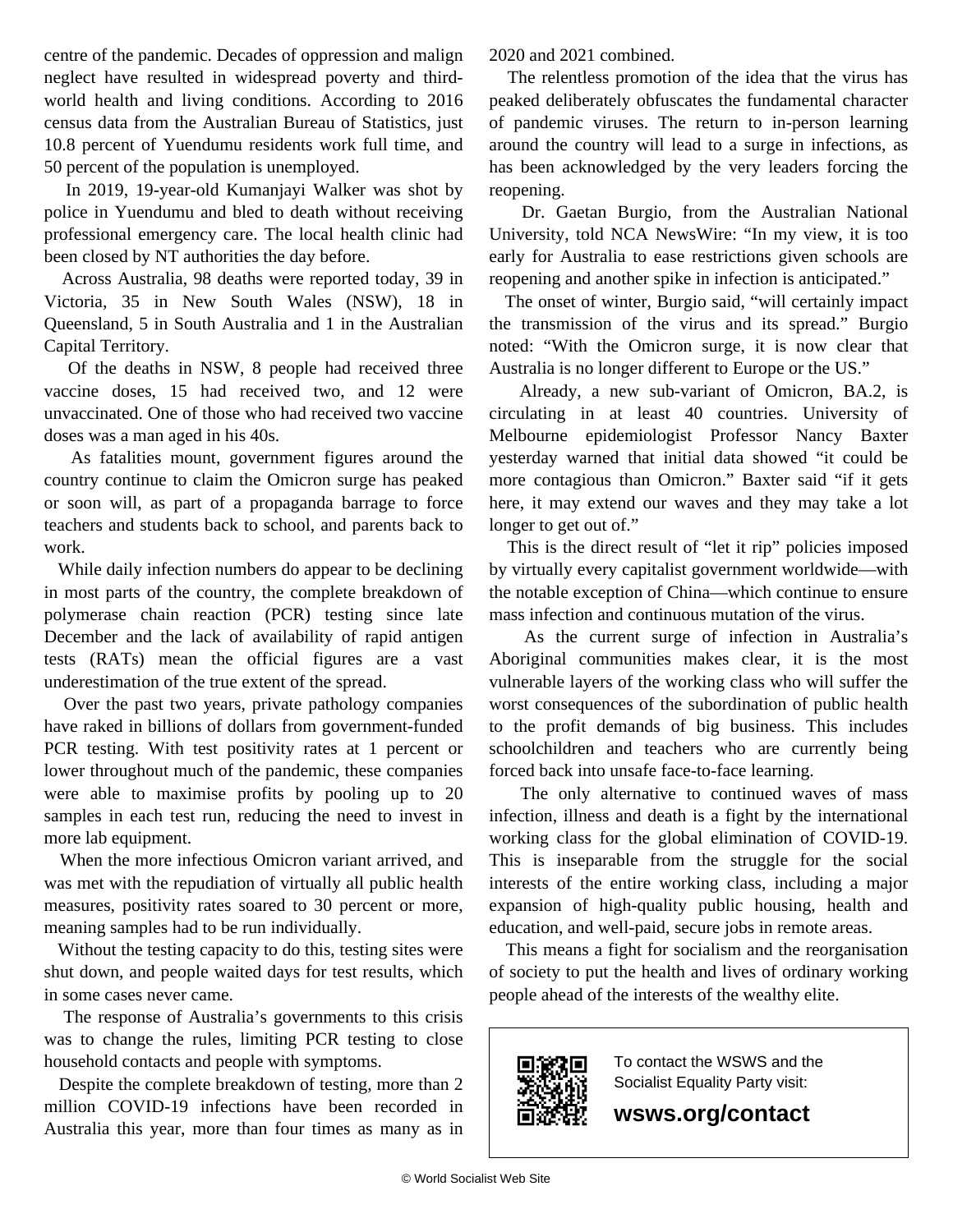centre of the pandemic. Decades of oppression and malign neglect have resulted in widespread poverty and third-world health and living conditions. According to 2016 census data from the Australian Bureau of Statistics, just 10.8 percent of Yuendumu residents work full time, and 50 percent of the population is unemployed.

In 2019, 19-year-old Kumanjayi Walker was shot by police in Yuendumu and bled to death without receiving professional emergency care. The local health clinic had been closed by NT authorities the day before.

Across Australia, 98 deaths were reported today, 39 in Victoria, 35 in New South Wales (NSW), 18 in Queensland, 5 in South Australia and 1 in the Australian Capital Territory.

Of the deaths in NSW, 8 people had received three vaccine doses, 15 had received two, and 12 were unvaccinated. One of those who had received two vaccine doses was a man aged in his 40s.

As fatalities mount, government figures around the country continue to claim the Omicron surge has peaked or soon will, as part of a propaganda barrage to force teachers and students back to school, and parents back to work.

While daily infection numbers do appear to be declining in most parts of the country, the complete breakdown of polymerase chain reaction (PCR) testing since late December and the lack of availability of rapid antigen tests (RATs) mean the official figures are a vast underestimation of the true extent of the spread.

Over the past two years, private pathology companies have raked in billions of dollars from government-funded PCR testing. With test positivity rates at 1 percent or lower throughout much of the pandemic, these companies were able to maximise profits by pooling up to 20 samples in each test run, reducing the need to invest in more lab equipment.

When the more infectious Omicron variant arrived, and was met with the repudiation of virtually all public health measures, positivity rates soared to 30 percent or more, meaning samples had to be run individually.

Without the testing capacity to do this, testing sites were shut down, and people waited days for test results, which in some cases never came.

The response of Australia's governments to this crisis was to change the rules, limiting PCR testing to close household contacts and people with symptoms.

Despite the complete breakdown of testing, more than 2 million COVID-19 infections have been recorded in Australia this year, more than four times as many as in 2020 and 2021 combined.

The relentless promotion of the idea that the virus has peaked deliberately obfuscates the fundamental character of pandemic viruses. The return to in-person learning around the country will lead to a surge in infections, as has been acknowledged by the very leaders forcing the reopening.

Dr. Gaetan Burgio, from the Australian National University, told NCA NewsWire: "In my view, it is too early for Australia to ease restrictions given schools are reopening and another spike in infection is anticipated."

The onset of winter, Burgio said, "will certainly impact the transmission of the virus and its spread." Burgio noted: "With the Omicron surge, it is now clear that Australia is no longer different to Europe or the US."

Already, a new sub-variant of Omicron, BA.2, is circulating in at least 40 countries. University of Melbourne epidemiologist Professor Nancy Baxter yesterday warned that initial data showed "it could be more contagious than Omicron." Baxter said "if it gets here, it may extend our waves and they may take a lot longer to get out of."

This is the direct result of "let it rip" policies imposed by virtually every capitalist government worldwide—with the notable exception of China—which continue to ensure mass infection and continuous mutation of the virus.

As the current surge of infection in Australia's Aboriginal communities makes clear, it is the most vulnerable layers of the working class who will suffer the worst consequences of the subordination of public health to the profit demands of big business. This includes schoolchildren and teachers who are currently being forced back into unsafe face-to-face learning.

The only alternative to continued waves of mass infection, illness and death is a fight by the international working class for the global elimination of COVID-19. This is inseparable from the struggle for the social interests of the entire working class, including a major expansion of high-quality public housing, health and education, and well-paid, secure jobs in remote areas.

This means a fight for socialism and the reorganisation of society to put the health and lives of ordinary working people ahead of the interests of the wealthy elite.

To contact the WSWS and the Socialist Equality Party visit:

**wsws.org/contact**